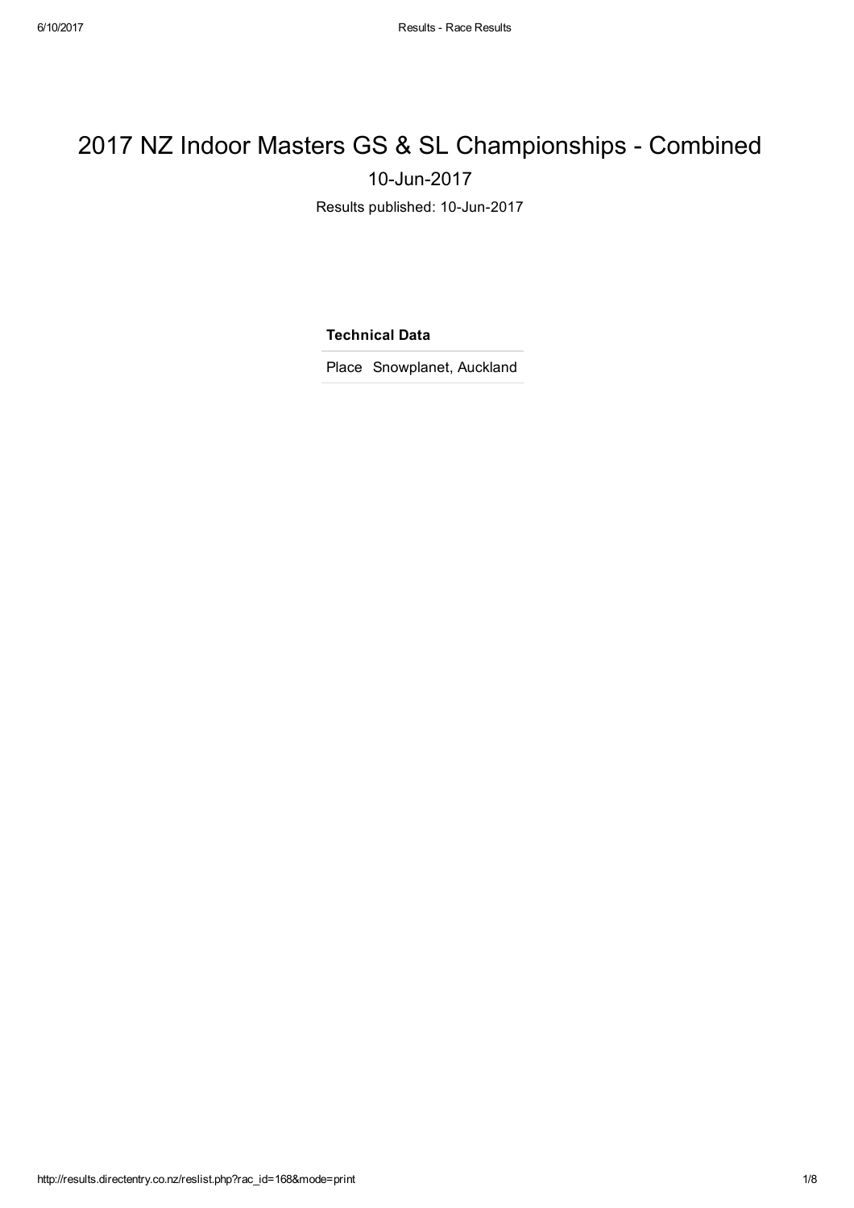# 2017 NZ Indoor Masters GS & SL Championships - Combined

10-Jun-2017

Results published: 10-Jun-2017

| Technical Data | |
|---|---|
| Place | Snowplanet, Auckland |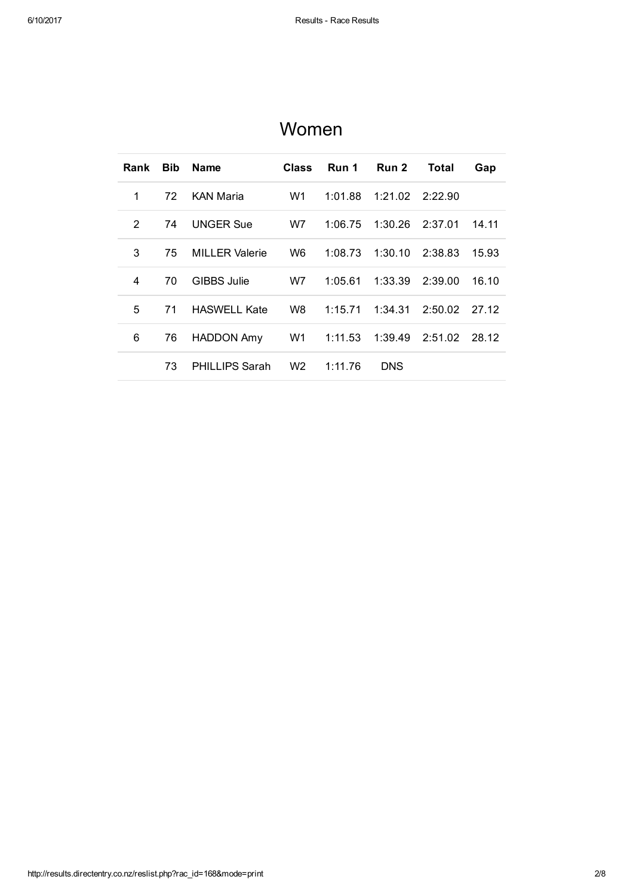# Women

| Rank | Bib | Name | Class | Run 1 | Run 2 | Total | Gap |
|---|---|---|---|---|---|---|---|
| 1 | 72 | KAN Maria | W1 | 1:01.88 | 1:21.02 | 2:22.90 | |
| 2 | 74 | UNGER Sue | W7 | 1:06.75 | 1:30.26 | 2:37.01 | 14.11 |
| 3 | 75 | MILLER Valerie | W6 | 1:08.73 | 1:30.10 | 2:38.83 | 15.93 |
| 4 | 70 | GIBBS Julie | W7 | 1:05.61 | 1:33.39 | 2:39.00 | 16.10 |
| 5 | 71 | HASWELL Kate | W8 | 1:15.71 | 1:34.31 | 2:50.02 | 27.12 |
| 6 | 76 | HADDON Amy | W1 | 1:11.53 | 1:39.49 | 2:51.02 | 28.12 |
| | 73 | PHILLIPS Sarah | W2 | 1:11.76 | DNS | | |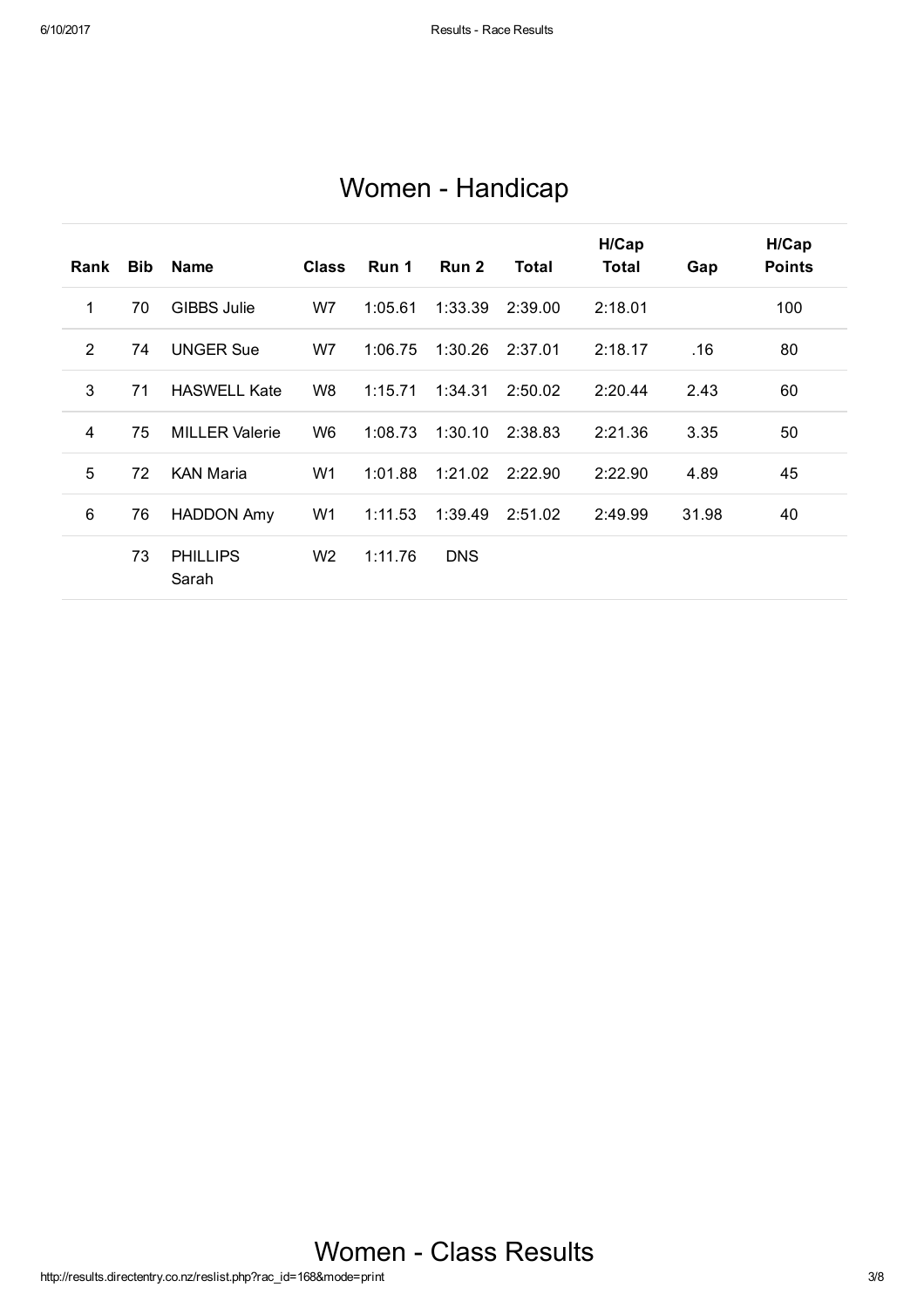# Women - Handicap

| Rank | Bib | Name | Class | Run 1 | Run 2 | Total | H/Cap Total | Gap | H/Cap Points |
|---|---|---|---|---|---|---|---|---|---|
| 1 | 70 | GIBBS Julie | W7 | 1:05.61 | 1:33.39 | 2:39.00 | 2:18.01 | | 100 |
| 2 | 74 | UNGER Sue | W7 | 1:06.75 | 1:30.26 | 2:37.01 | 2:18.17 | .16 | 80 |
| 3 | 71 | HASWELL Kate | W8 | 1:15.71 | 1:34.31 | 2:50.02 | 2:20.44 | 2.43 | 60 |
| 4 | 75 | MILLER Valerie | W6 | 1:08.73 | 1:30.10 | 2:38.83 | 2:21.36 | 3.35 | 50 |
| 5 | 72 | KAN Maria | W1 | 1:01.88 | 1:21.02 | 2:22.90 | 2:22.90 | 4.89 | 45 |
| 6 | 76 | HADDON Amy | W1 | 1:11.53 | 1:39.49 | 2:51.02 | 2:49.99 | 31.98 | 40 |
| | 73 | PHILLIPS Sarah | W2 | 1:11.76 | DNS | | | | |

# Women - Class Results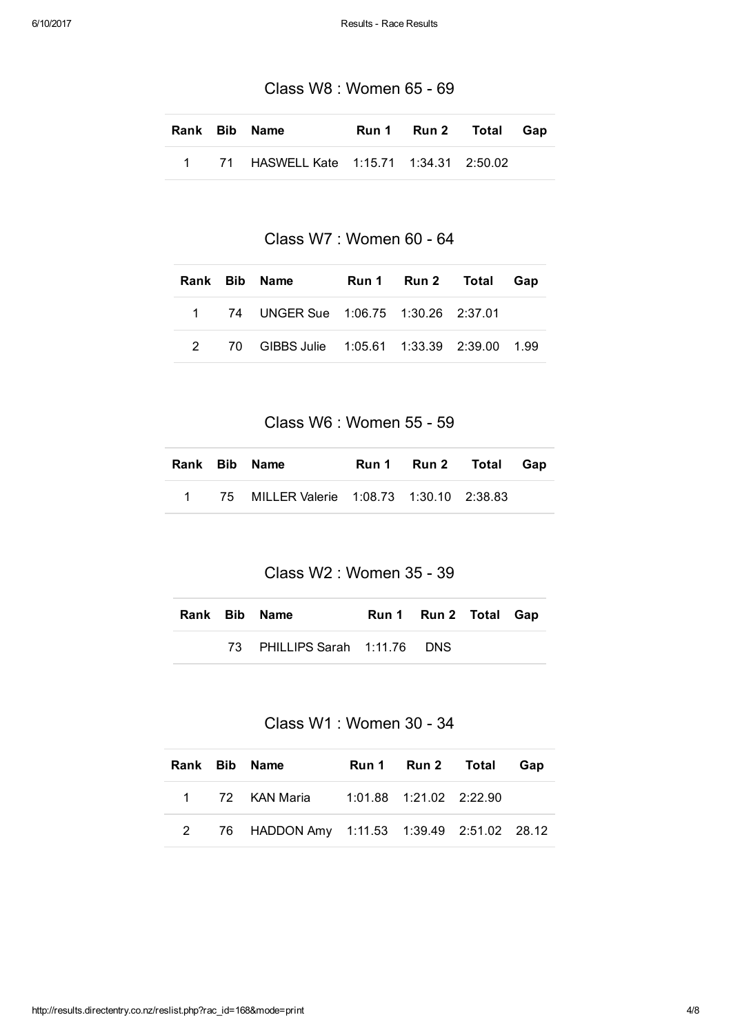## Class W8 : Women 65 - 69

| Rank | Bib | Name | Run 1 | Run 2 | Total | Gap |
|---|---|---|---|---|---|---|
| 1 | 71 | HASWELL Kate | 1:15.71 | 1:34.31 | 2:50.02 | |

## Class W7 : Women 60 - 64

| Rank | Bib | Name | Run 1 | Run 2 | Total | Gap |
|---|---|---|---|---|---|---|
| 1 | 74 | UNGER Sue | 1:06.75 | 1:30.26 | 2:37.01 | |
| 2 | 70 | GIBBS Julie | 1:05.61 | 1:33.39 | 2:39.00 | 1.99 |

## Class W6 : Women 55 - 59

| Rank | Bib | Name | Run 1 | Run 2 | Total | Gap |
|---|---|---|---|---|---|---|
| 1 | 75 | MILLER Valerie | 1:08.73 | 1:30.10 | 2:38.83 | |

## Class W2 : Women 35 - 39

| Rank | Bib | Name | Run 1 | Run 2 | Total | Gap |
|---|---|---|---|---|---|---|
| | 73 | PHILLIPS Sarah | 1:11.76 | DNS | | |

## Class W1 : Women 30 - 34

| Rank | Bib | Name | Run 1 | Run 2 | Total | Gap |
|---|---|---|---|---|---|---|
| 1 | 72 | KAN Maria | 1:01.88 | 1:21.02 | 2:22.90 | |
| 2 | 76 | HADDON Amy | 1:11.53 | 1:39.49 | 2:51.02 | 28.12 |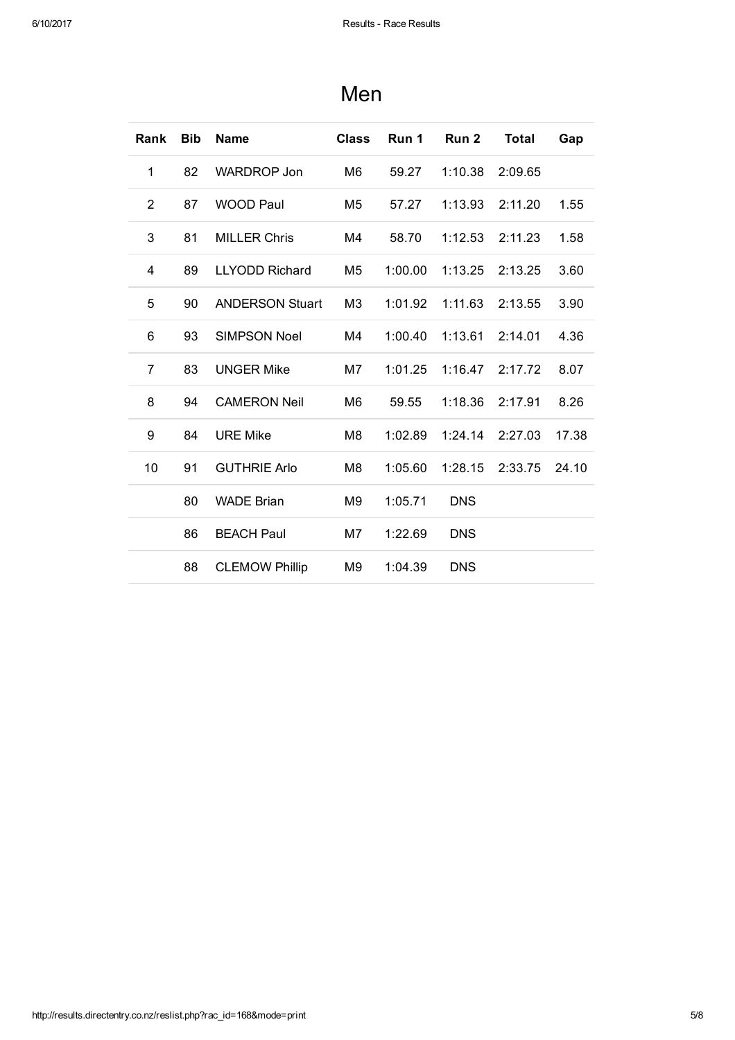# Men

| Rank | Bib | Name | Class | Run 1 | Run 2 | Total | Gap |
|---|---|---|---|---|---|---|---|
| 1 | 82 | WARDROP Jon | M6 | 59.27 | 1:10.38 | 2:09.65 | |
| 2 | 87 | WOOD Paul | M5 | 57.27 | 1:13.93 | 2:11.20 | 1.55 |
| 3 | 81 | MILLER Chris | M4 | 58.70 | 1:12.53 | 2:11.23 | 1.58 |
| 4 | 89 | LLYODD Richard | M5 | 1:00.00 | 1:13.25 | 2:13.25 | 3.60 |
| 5 | 90 | ANDERSON Stuart | M3 | 1:01.92 | 1:11.63 | 2:13.55 | 3.90 |
| 6 | 93 | SIMPSON Noel | M4 | 1:00.40 | 1:13.61 | 2:14.01 | 4.36 |
| 7 | 83 | UNGER Mike | M7 | 1:01.25 | 1:16.47 | 2:17.72 | 8.07 |
| 8 | 94 | CAMERON Neil | M6 | 59.55 | 1:18.36 | 2:17.91 | 8.26 |
| 9 | 84 | URE Mike | M8 | 1:02.89 | 1:24.14 | 2:27.03 | 17.38 |
| 10 | 91 | GUTHRIE Arlo | M8 | 1:05.60 | 1:28.15 | 2:33.75 | 24.10 |
| | 80 | WADE Brian | M9 | 1:05.71 | DNS | | |
| | 86 | BEACH Paul | M7 | 1:22.69 | DNS | | |
| | 88 | CLEMOW Phillip | M9 | 1:04.39 | DNS | | |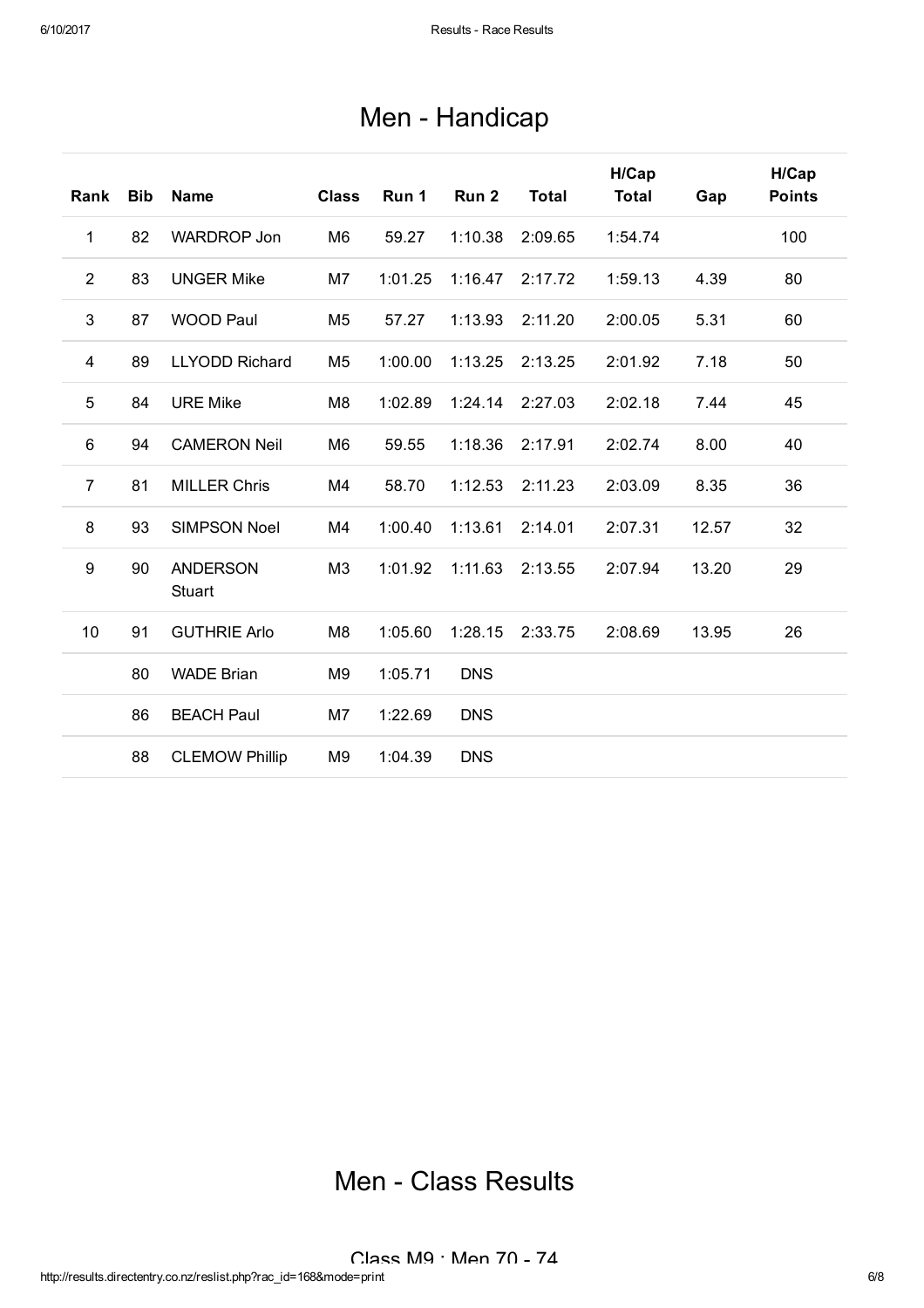# Men - Handicap

| Rank | Bib | Name | Class | Run 1 | Run 2 | Total | H/Cap Total | Gap | H/Cap Points |
|---|---|---|---|---|---|---|---|---|---|
| 1 | 82 | WARDROP Jon | M6 | 59.27 | 1:10.38 | 2:09.65 | 1:54.74 | | 100 |
| 2 | 83 | UNGER Mike | M7 | 1:01.25 | 1:16.47 | 2:17.72 | 1:59.13 | 4.39 | 80 |
| 3 | 87 | WOOD Paul | M5 | 57.27 | 1:13.93 | 2:11.20 | 2:00.05 | 5.31 | 60 |
| 4 | 89 | LLYODD Richard | M5 | 1:00.00 | 1:13.25 | 2:13.25 | 2:01.92 | 7.18 | 50 |
| 5 | 84 | URE Mike | M8 | 1:02.89 | 1:24.14 | 2:27.03 | 2:02.18 | 7.44 | 45 |
| 6 | 94 | CAMERON Neil | M6 | 59.55 | 1:18.36 | 2:17.91 | 2:02.74 | 8.00 | 40 |
| 7 | 81 | MILLER Chris | M4 | 58.70 | 1:12.53 | 2:11.23 | 2:03.09 | 8.35 | 36 |
| 8 | 93 | SIMPSON Noel | M4 | 1:00.40 | 1:13.61 | 2:14.01 | 2:07.31 | 12.57 | 32 |
| 9 | 90 | ANDERSON Stuart | M3 | 1:01.92 | 1:11.63 | 2:13.55 | 2:07.94 | 13.20 | 29 |
| 10 | 91 | GUTHRIE Arlo | M8 | 1:05.60 | 1:28.15 | 2:33.75 | 2:08.69 | 13.95 | 26 |
| | 80 | WADE Brian | M9 | 1:05.71 | DNS | | | | |
| | 86 | BEACH Paul | M7 | 1:22.69 | DNS | | | | |
| | 88 | CLEMOW Phillip | M9 | 1:04.39 | DNS | | | | |

# Men - Class Results

Class M9 : Men 70 - 74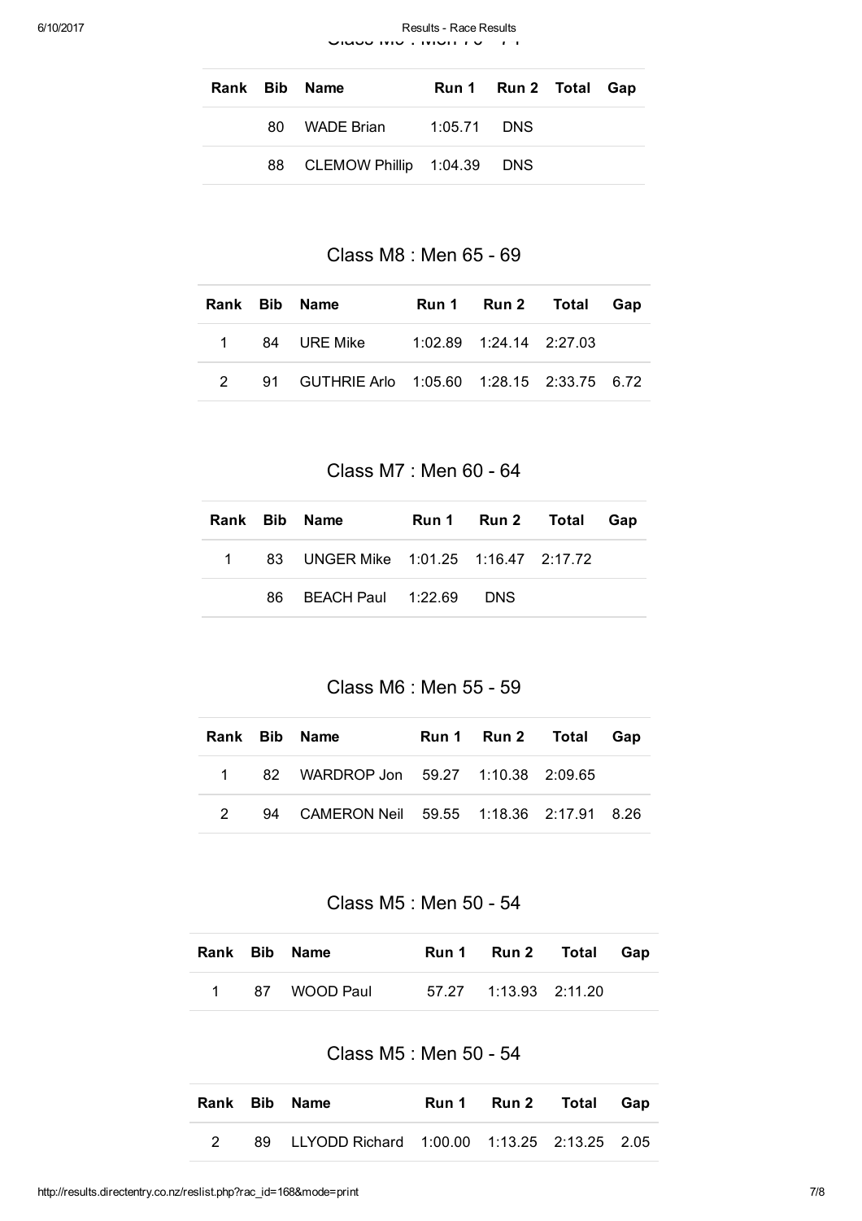Class M9 : Men 70 - 74

| Rank | Bib | Name | Run 1 | Run 2 | Total | Gap |
|---|---|---|---|---|---|---|
| | 80 | WADE Brian | 1:05.71 | DNS | | |
| | 88 | CLEMOW Phillip | 1:04.39 | DNS | | |

## Class M8 : Men 65 - 69

| Rank | Bib | Name | Run 1 | Run 2 | Total | Gap |
|---|---|---|---|---|---|---|
| 1 | 84 | URE Mike | 1:02.89 | 1:24.14 | 2:27.03 | |
| 2 | 91 | GUTHRIE Arlo | 1:05.60 | 1:28.15 | 2:33.75 | 6.72 |

## Class M7 : Men 60 - 64

| Rank | Bib | Name | Run 1 | Run 2 | Total | Gap |
|---|---|---|---|---|---|---|
| 1 | 83 | UNGER Mike | 1:01.25 | 1:16.47 | 2:17.72 | |
| | 86 | BEACH Paul | 1:22.69 | DNS | | |

## Class M6 : Men 55 - 59

| Rank | Bib | Name | Run 1 | Run 2 | Total | Gap |
|---|---|---|---|---|---|---|
| 1 | 82 | WARDROP Jon | 59.27 | 1:10.38 | 2:09.65 | |
| 2 | 94 | CAMERON Neil | 59.55 | 1:18.36 | 2:17.91 | 8.26 |

## Class M5 : Men 50 - 54

| Rank | Bib | Name | Run 1 | Run 2 | Total | Gap |
|---|---|---|---|---|---|---|
| 1 | 87 | WOOD Paul | 57.27 | 1:13.93 | 2:11.20 | |

## Class M5 : Men 50 - 54

| Rank | Bib | Name | Run 1 | Run 2 | Total | Gap |
|---|---|---|---|---|---|---|
| 2 | 89 | LLYODD Richard | 1:00.00 | 1:13.25 | 2:13.25 | 2.05 |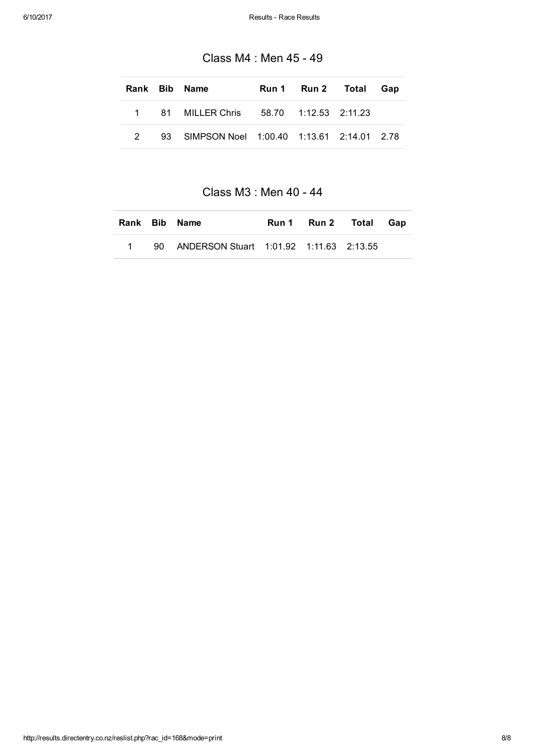## Class M4 : Men 45 - 49

| Rank | Bib | Name | Run 1 | Run 2 | Total | Gap |
|---|---|---|---|---|---|---|
| 1 | 81 | MILLER Chris | 58.70 | 1:12.53 | 2:11.23 | |
| 2 | 93 | SIMPSON Noel | 1:00.40 | 1:13.61 | 2:14.01 | 2.78 |

## Class M3 : Men 40 - 44

| Rank | Bib | Name | Run 1 | Run 2 | Total | Gap |
|---|---|---|---|---|---|---|
| 1 | 90 | ANDERSON Stuart | 1:01.92 | 1:11.63 | 2:13.55 | |